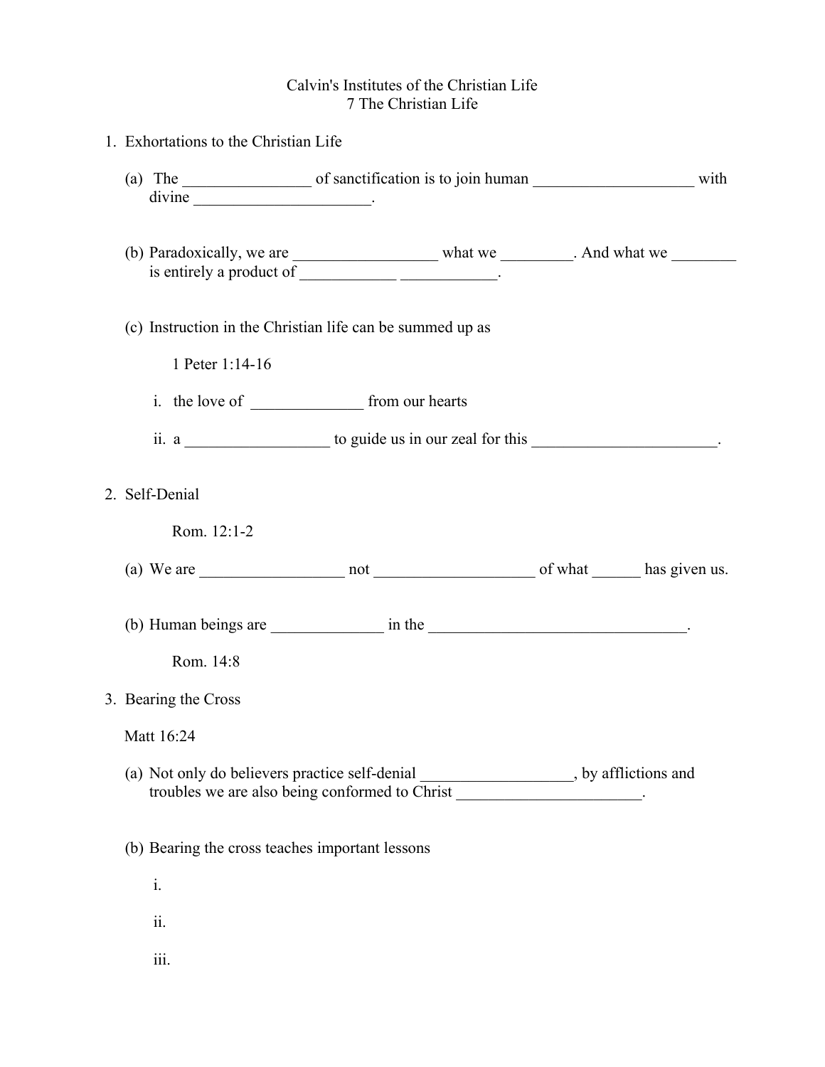# Calvin's Institutes of the Christian Life

## 7 The Christian Life

1. Exhortations to the Christian Life

   (a) The ________________ of sanctification is to join human ____________________ with divine ______________________.

   (b) Paradoxically, we are __________________ what we _________. And what we ________ is entirely a product of ____________ ____________.

   (c) Instruction in the Christian life can be summed up as

      1 Peter 1:14-16

      i. the love of ______________ from our hearts

      ii. a __________________ to guide us in our zeal for this _______________________.

2. Self-Denial

   Rom. 12:1-2

   (a) We are __________________ not ____________________ of what ______ has given us.

   (b) Human beings are ______________ in the _________________________________.

      Rom. 14:8

3. Bearing the Cross

   Matt 16:24

   (a) Not only do believers practice self-denial ___________________, by afflictions and troubles we are also being conformed to Christ _______________________.

   (b) Bearing the cross teaches important lessons

      i.

      ii.

      iii.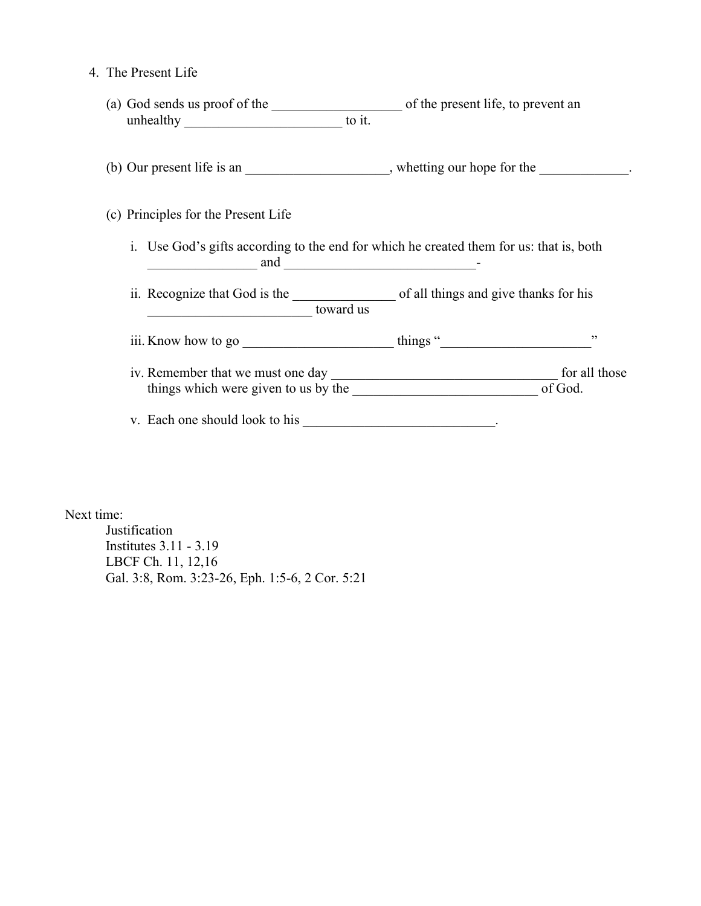4. The Present Life

   (a) God sends us proof of the ___________________ of the present life, to prevent an unhealthy _______________________ to it.

   (b) Our present life is an ____________________, whetting our hope for the _____________.

   (c) Principles for the Present Life

      i. Use God's gifts according to the end for which he created them for us: that is, both ________________ and ____________________________-

      ii. Recognize that God is the _______________ of all things and give thanks for his ________________________ toward us

      iii. Know how to go ______________________ things "______________________"

      iv. Remember that we must one day __________________________________ for all those things which were given to us by the ___________________________ of God.

      v. Each one should look to his ____________________________.

Next time:

Justification
Institutes 3.11 - 3.19
LBCF Ch. 11, 12,16
Gal. 3:8, Rom. 3:23-26, Eph. 1:5-6, 2 Cor. 5:21